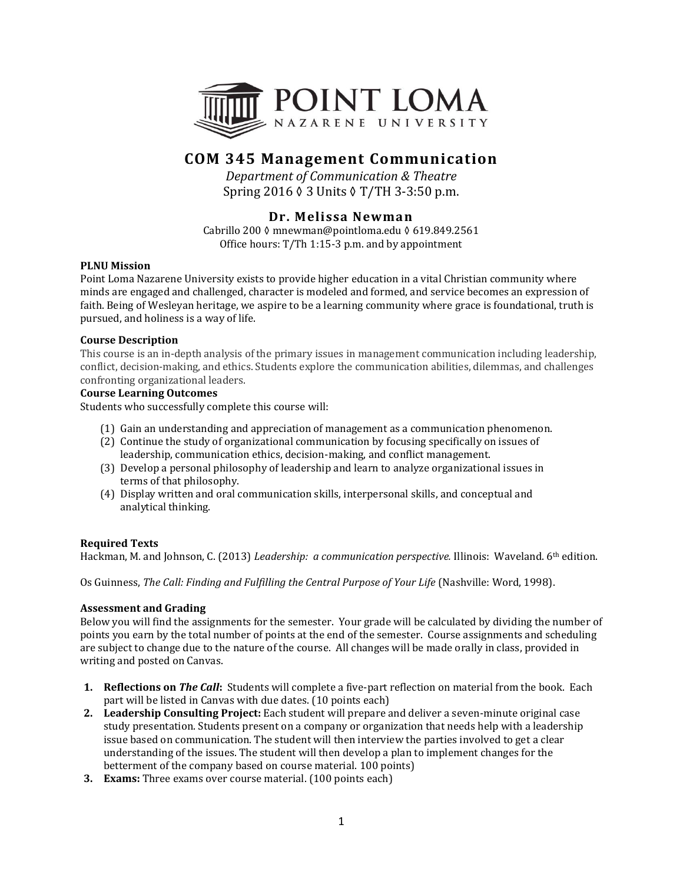# COM 345 Management Communication

*Department of Communication & Theatre*
Spring 2016 ◊ 3 Units ◊ T/TH 3-3:50 p.m.

## Dr. Melissa Newman

Cabrillo 200 ◊ mnewman@pointloma.edu ◊ 619.849.2561
Office hours: T/Th 1:15-3 p.m. and by appointment

**PLNU Mission**

Point Loma Nazarene University exists to provide higher education in a vital Christian community where minds are engaged and challenged, character is modeled and formed, and service becomes an expression of faith. Being of Wesleyan heritage, we aspire to be a learning community where grace is foundational, truth is pursued, and holiness is a way of life.

**Course Description**

This course is an in-depth analysis of the primary issues in management communication including leadership, conflict, decision-making, and ethics. Students explore the communication abilities, dilemmas, and challenges confronting organizational leaders.

**Course Learning Outcomes**

Students who successfully complete this course will:

(1) Gain an understanding and appreciation of management as a communication phenomenon.
(2) Continue the study of organizational communication by focusing specifically on issues of leadership, communication ethics, decision-making, and conflict management.
(3) Develop a personal philosophy of leadership and learn to analyze organizational issues in terms of that philosophy.
(4) Display written and oral communication skills, interpersonal skills, and conceptual and analytical thinking.

**Required Texts**

Hackman, M. and Johnson, C. (2013) *Leadership: a communication perspective.* Illinois: Waveland. 6th edition.

Os Guinness, *The Call: Finding and Fulfilling the Central Purpose of Your Life* (Nashville: Word, 1998).

**Assessment and Grading**

Below you will find the assignments for the semester. Your grade will be calculated by dividing the number of points you earn by the total number of points at the end of the semester. Course assignments and scheduling are subject to change due to the nature of the course. All changes will be made orally in class, provided in writing and posted on Canvas.

1. **Reflections on *The Call*:** Students will complete a five-part reflection on material from the book. Each part will be listed in Canvas with due dates. (10 points each)
2. **Leadership Consulting Project:** Each student will prepare and deliver a seven-minute original case study presentation. Students present on a company or organization that needs help with a leadership issue based on communication. The student will then interview the parties involved to get a clear understanding of the issues. The student will then develop a plan to implement changes for the betterment of the company based on course material. 100 points)
3. **Exams:** Three exams over course material. (100 points each)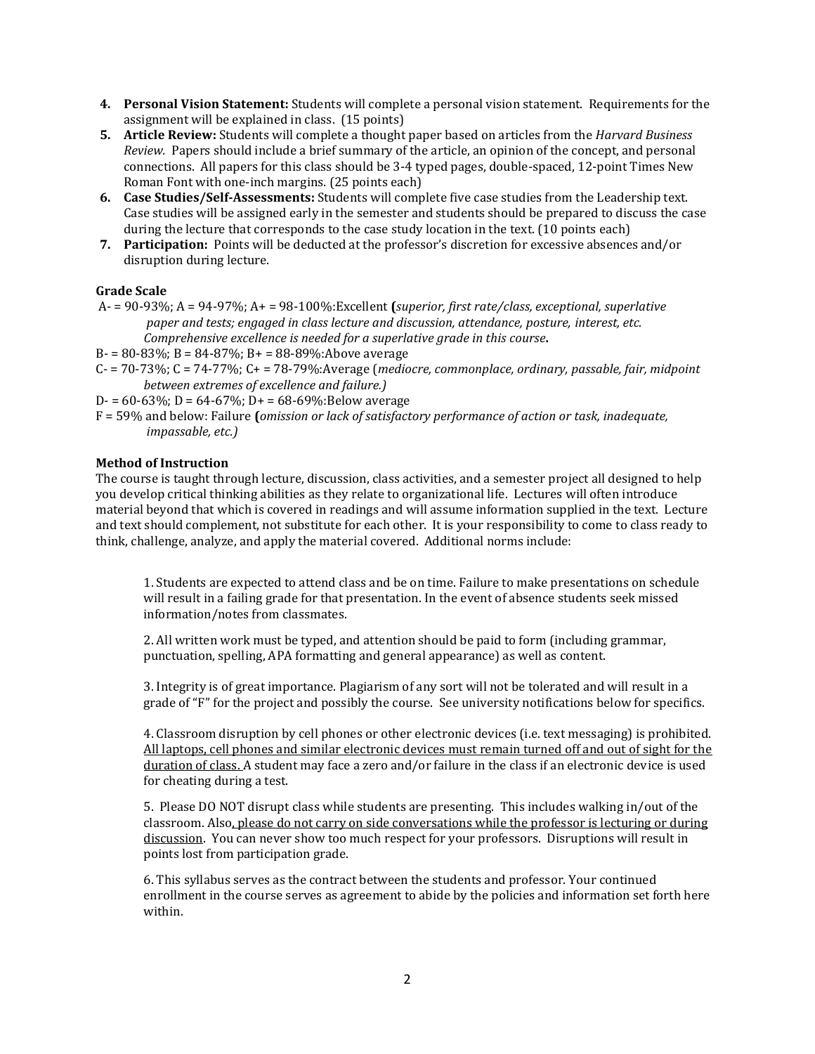4. **Personal Vision Statement:** Students will complete a personal vision statement. Requirements for the assignment will be explained in class. (15 points)
5. **Article Review:** Students will complete a thought paper based on articles from the *Harvard Business Review.* Papers should include a brief summary of the article, an opinion of the concept, and personal connections. All papers for this class should be 3-4 typed pages, double-spaced, 12-point Times New Roman Font with one-inch margins. (25 points each)
6. **Case Studies/Self-Assessments:** Students will complete five case studies from the Leadership text. Case studies will be assigned early in the semester and students should be prepared to discuss the case during the lecture that corresponds to the case study location in the text. (10 points each)
7. **Participation:** Points will be deducted at the professor's discretion for excessive absences and/or disruption during lecture.

**Grade Scale**

A- = 90-93%; A = 94-97%; A+ = 98-100%:Excellent **(***superior, first rate/class, exceptional, superlative paper and tests; engaged in class lecture and discussion, attendance, posture, interest, etc. Comprehensive excellence is needed for a superlative grade in this course***.**

B- = 80-83%; B = 84-87%; B+ = 88-89%:Above average

C- = 70-73%; C = 74-77%; C+ = 78-79%:Average (*mediocre, commonplace, ordinary, passable, fair, midpoint between extremes of excellence and failure.)*

D- = 60-63%; D = 64-67%; D+ = 68-69%:Below average

F = 59% and below: Failure **(***omission or lack of satisfactory performance of action or task, inadequate, impassable, etc.)*

**Method of Instruction**

The course is taught through lecture, discussion, class activities, and a semester project all designed to help you develop critical thinking abilities as they relate to organizational life. Lectures will often introduce material beyond that which is covered in readings and will assume information supplied in the text. Lecture and text should complement, not substitute for each other. It is your responsibility to come to class ready to think, challenge, analyze, and apply the material covered. Additional norms include:

1. Students are expected to attend class and be on time. Failure to make presentations on schedule will result in a failing grade for that presentation. In the event of absence students seek missed information/notes from classmates.

2. All written work must be typed, and attention should be paid to form (including grammar, punctuation, spelling, APA formatting and general appearance) as well as content.

3. Integrity is of great importance. Plagiarism of any sort will not be tolerated and will result in a grade of "F" for the project and possibly the course. See university notifications below for specifics.

4. Classroom disruption by cell phones or other electronic devices (i.e. text messaging) is prohibited. <u>All laptops, cell phones and similar electronic devices must remain turned off and out of sight for the duration of class.</u> A student may face a zero and/or failure in the class if an electronic device is used for cheating during a test.

5. Please DO NOT disrupt class while students are presenting. This includes walking in/out of the classroom. Also<u>, please do not carry on side conversations while the professor is lecturing or during discussion</u>. You can never show too much respect for your professors. Disruptions will result in points lost from participation grade.

6. This syllabus serves as the contract between the students and professor. Your continued enrollment in the course serves as agreement to abide by the policies and information set forth here within.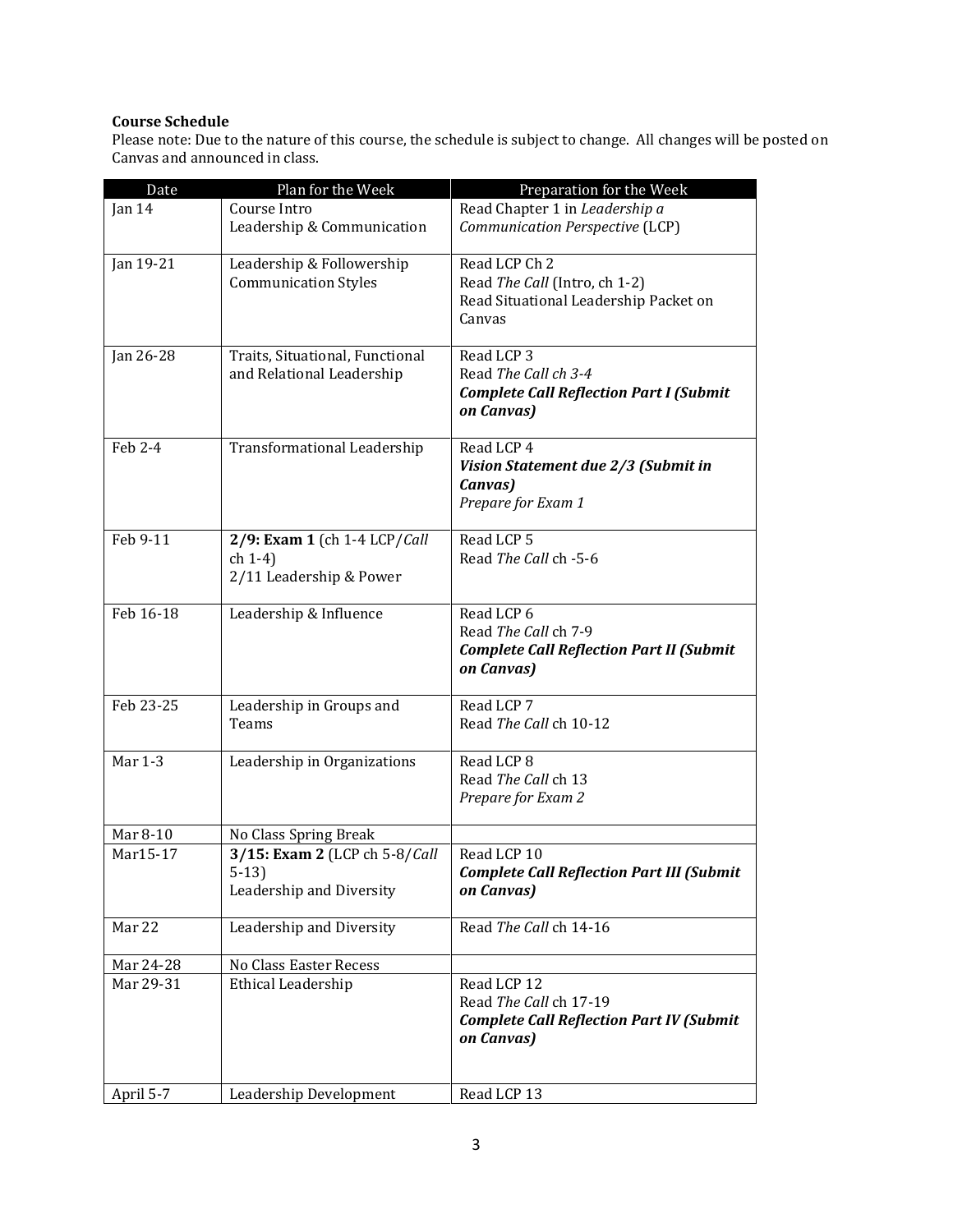**Course Schedule**

Please note: Due to the nature of this course, the schedule is subject to change. All changes will be posted on Canvas and announced in class.

| Date | Plan for the Week | Preparation for the Week |
|---|---|---|
| Jan 14 | Course Intro<br>Leadership & Communication | Read Chapter 1 in *Leadership a Communication Perspective* (LCP) |
| Jan 19-21 | Leadership & Followership<br>Communication Styles | Read LCP Ch 2<br>Read *The Call* (Intro, ch 1-2)<br>Read Situational Leadership Packet on Canvas |
| Jan 26-28 | Traits, Situational, Functional and Relational Leadership | Read LCP 3<br>Read *The Call ch 3-4*<br>***Complete Call Reflection Part I (Submit on Canvas)*** |
| Feb 2-4 | Transformational Leadership | Read LCP 4<br>***Vision Statement due 2/3 (Submit in Canvas)***<br>*Prepare for Exam 1* |
| Feb 9-11 | **2/9: Exam 1** (ch 1-4 LCP/*Call* ch 1-4)<br>2/11 Leadership & Power | Read LCP 5<br>Read *The Call* ch -5-6 |
| Feb 16-18 | Leadership & Influence | Read LCP 6<br>Read *The Call* ch 7-9<br>***Complete Call Reflection Part II (Submit on Canvas)*** |
| Feb 23-25 | Leadership in Groups and Teams | Read LCP 7<br>Read *The Call* ch 10-12 |
| Mar 1-3 | Leadership in Organizations | Read LCP 8<br>Read *The Call* ch 13<br>*Prepare for Exam 2* |
| Mar 8-10 | No Class Spring Break | |
| Mar15-17 | **3/15: Exam 2** (LCP ch 5-8/*Call* 5-13)<br>Leadership and Diversity | Read LCP 10<br>***Complete Call Reflection Part III (Submit on Canvas)*** |
| Mar 22 | Leadership and Diversity | Read *The Call* ch 14-16 |
| Mar 24-28 | No Class Easter Recess | |
| Mar 29-31 | Ethical Leadership | Read LCP 12<br>Read *The Call* ch 17-19<br>***Complete Call Reflection Part IV (Submit on Canvas)*** |
| April 5-7 | Leadership Development | Read LCP 13 |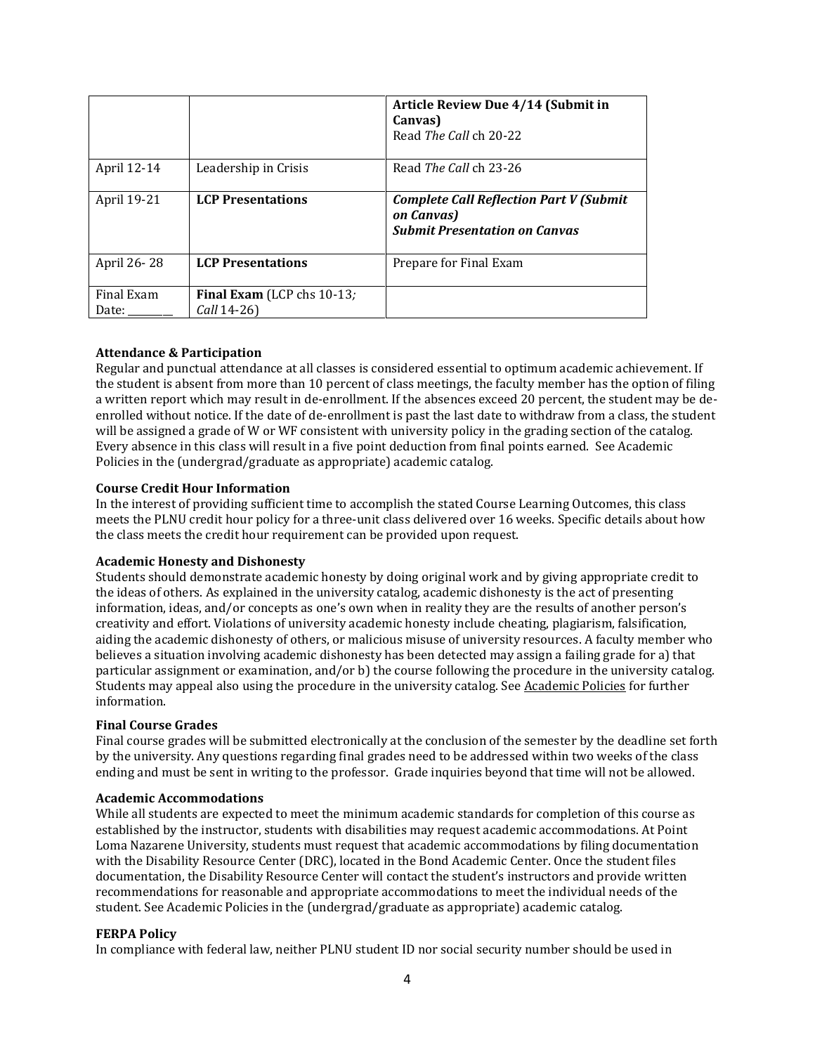| | | |
|---|---|---|
| | | **Article Review Due 4/14 (Submit in Canvas)**<br>Read *The Call* ch 20-22 |
| April 12-14 | Leadership in Crisis | Read *The Call* ch 23-26 |
| April 19-21 | **LCP Presentations** | ***Complete Call Reflection Part V (Submit on Canvas)***<br>***Submit Presentation on Canvas*** |
| April 26- 28 | **LCP Presentations** | Prepare for Final Exam |
| Final Exam Date: ________ | **Final Exam** (LCP chs 10-13*; Call* 14-26) | |

**Attendance & Participation**

Regular and punctual attendance at all classes is considered essential to optimum academic achievement. If the student is absent from more than 10 percent of class meetings, the faculty member has the option of filing a written report which may result in de-enrollment. If the absences exceed 20 percent, the student may be de-enrolled without notice. If the date of de-enrollment is past the last date to withdraw from a class, the student will be assigned a grade of W or WF consistent with university policy in the grading section of the catalog. Every absence in this class will result in a five point deduction from final points earned. See Academic Policies in the (undergrad/graduate as appropriate) academic catalog.

**Course Credit Hour Information**

In the interest of providing sufficient time to accomplish the stated Course Learning Outcomes, this class meets the PLNU credit hour policy for a three-unit class delivered over 16 weeks. Specific details about how the class meets the credit hour requirement can be provided upon request.

**Academic Honesty and Dishonesty**

Students should demonstrate academic honesty by doing original work and by giving appropriate credit to the ideas of others. As explained in the university catalog, academic dishonesty is the act of presenting information, ideas, and/or concepts as one's own when in reality they are the results of another person's creativity and effort. Violations of university academic honesty include cheating, plagiarism, falsification, aiding the academic dishonesty of others, or malicious misuse of university resources. A faculty member who believes a situation involving academic dishonesty has been detected may assign a failing grade for a) that particular assignment or examination, and/or b) the course following the procedure in the university catalog. Students may appeal also using the procedure in the university catalog. See Academic Policies for further information.

**Final Course Grades**

Final course grades will be submitted electronically at the conclusion of the semester by the deadline set forth by the university. Any questions regarding final grades need to be addressed within two weeks of the class ending and must be sent in writing to the professor. Grade inquiries beyond that time will not be allowed.

**Academic Accommodations**

While all students are expected to meet the minimum academic standards for completion of this course as established by the instructor, students with disabilities may request academic accommodations. At Point Loma Nazarene University, students must request that academic accommodations by filing documentation with the Disability Resource Center (DRC), located in the Bond Academic Center. Once the student files documentation, the Disability Resource Center will contact the student's instructors and provide written recommendations for reasonable and appropriate accommodations to meet the individual needs of the student. See Academic Policies in the (undergrad/graduate as appropriate) academic catalog.

**FERPA Policy**

In compliance with federal law, neither PLNU student ID nor social security number should be used in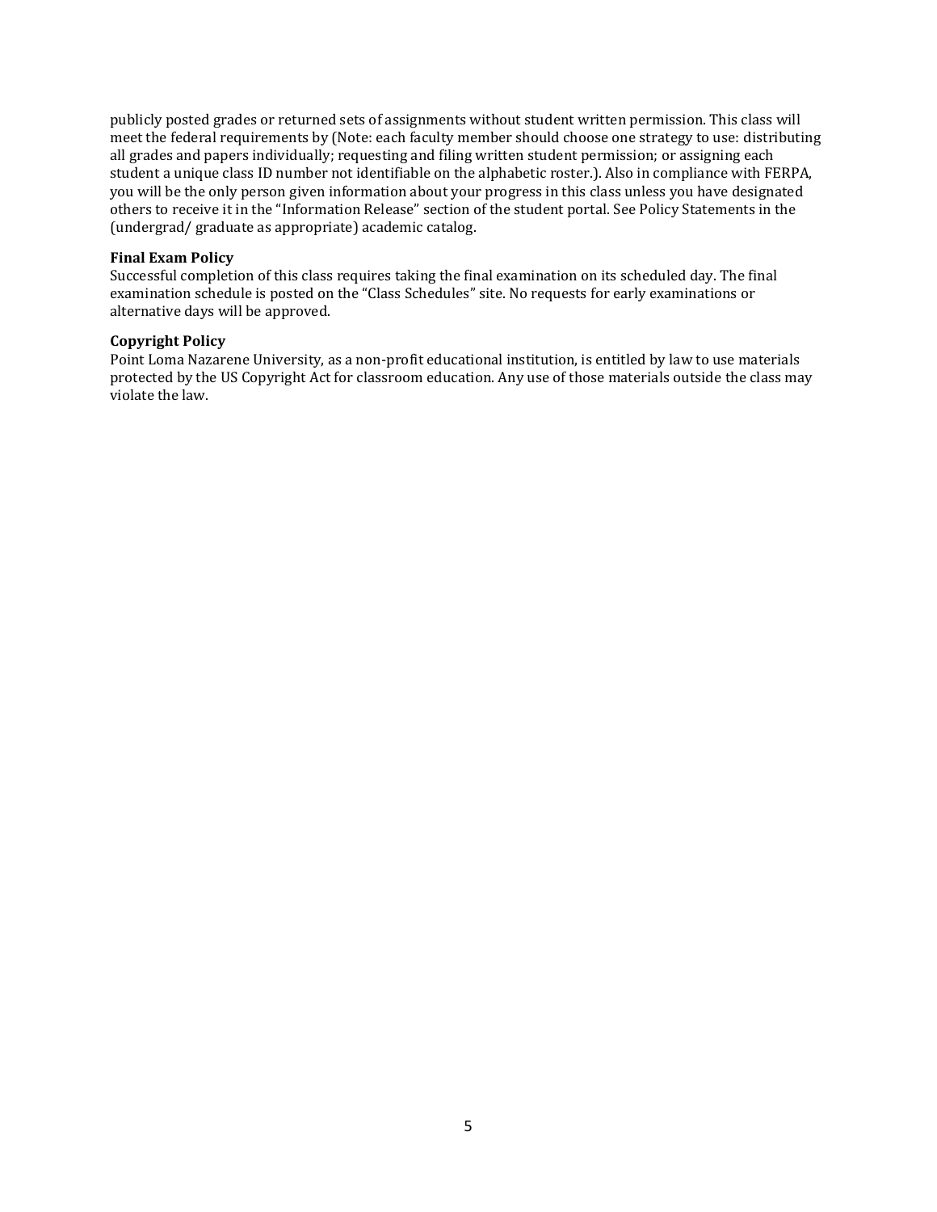publicly posted grades or returned sets of assignments without student written permission. This class will meet the federal requirements by (Note: each faculty member should choose one strategy to use: distributing all grades and papers individually; requesting and filing written student permission; or assigning each student a unique class ID number not identifiable on the alphabetic roster.). Also in compliance with FERPA, you will be the only person given information about your progress in this class unless you have designated others to receive it in the "Information Release" section of the student portal. See Policy Statements in the (undergrad/ graduate as appropriate) academic catalog.

**Final Exam Policy**

Successful completion of this class requires taking the final examination on its scheduled day. The final examination schedule is posted on the "Class Schedules" site. No requests for early examinations or alternative days will be approved.

**Copyright Policy**

Point Loma Nazarene University, as a non-profit educational institution, is entitled by law to use materials protected by the US Copyright Act for classroom education. Any use of those materials outside the class may violate the law.